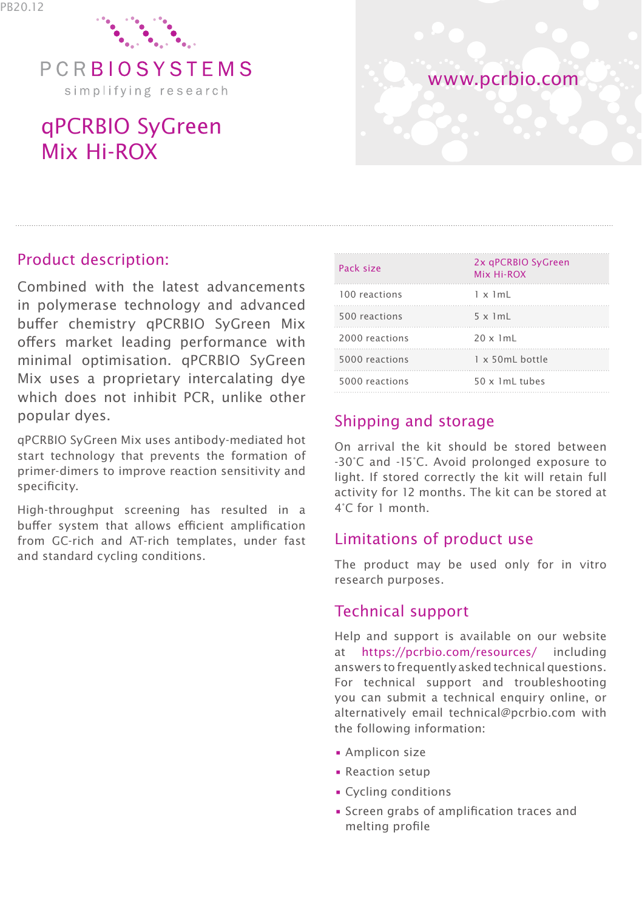PB20.12

PCRBIOSYSTEMS

simplifying research

www.pcrbio.com

# qPCRBIO SyGreen Mix Hi-ROX

## Product description:

Combined with the latest advancements in polymerase technology and advanced buffer chemistry qPCRBIO SyGreen Mix offers market leading performance with minimal optimisation. qPCRBIO SyGreen Mix uses a proprietary intercalating dye which does not inhibit PCR, unlike other popular dyes.

qPCRBIO SyGreen Mix uses antibody-mediated hot start technology that prevents the formation of primer-dimers to improve reaction sensitivity and specificity.

High-throughput screening has resulted in a buffer system that allows efficient amplification from GC-rich and AT-rich templates, under fast and standard cycling conditions.

| Pack size | 2x qPCRBIO SyGreen Mix Hi-ROX |
|---|---|
| 100 reactions | 1 x 1mL |
| 500 reactions | 5 x 1mL |
| 2000 reactions | 20 x 1mL |
| 5000 reactions | 1 x 50mL bottle |
| 5000 reactions | 50 x 1mL tubes |

## Shipping and storage

On arrival the kit should be stored between -30°C and -15°C. Avoid prolonged exposure to light. If stored correctly the kit will retain full activity for 12 months. The kit can be stored at 4°C for 1 month.

## Limitations of product use

The product may be used only for in vitro research purposes.

## Technical support

Help and support is available on our website at https://pcrbio.com/resources/ including answers to frequently asked technical questions. For technical support and troubleshooting you can submit a technical enquiry online, or alternatively email technical@pcrbio.com with the following information:

- Amplicon size
- Reaction setup
- Cycling conditions
- Screen grabs of amplification traces and melting profile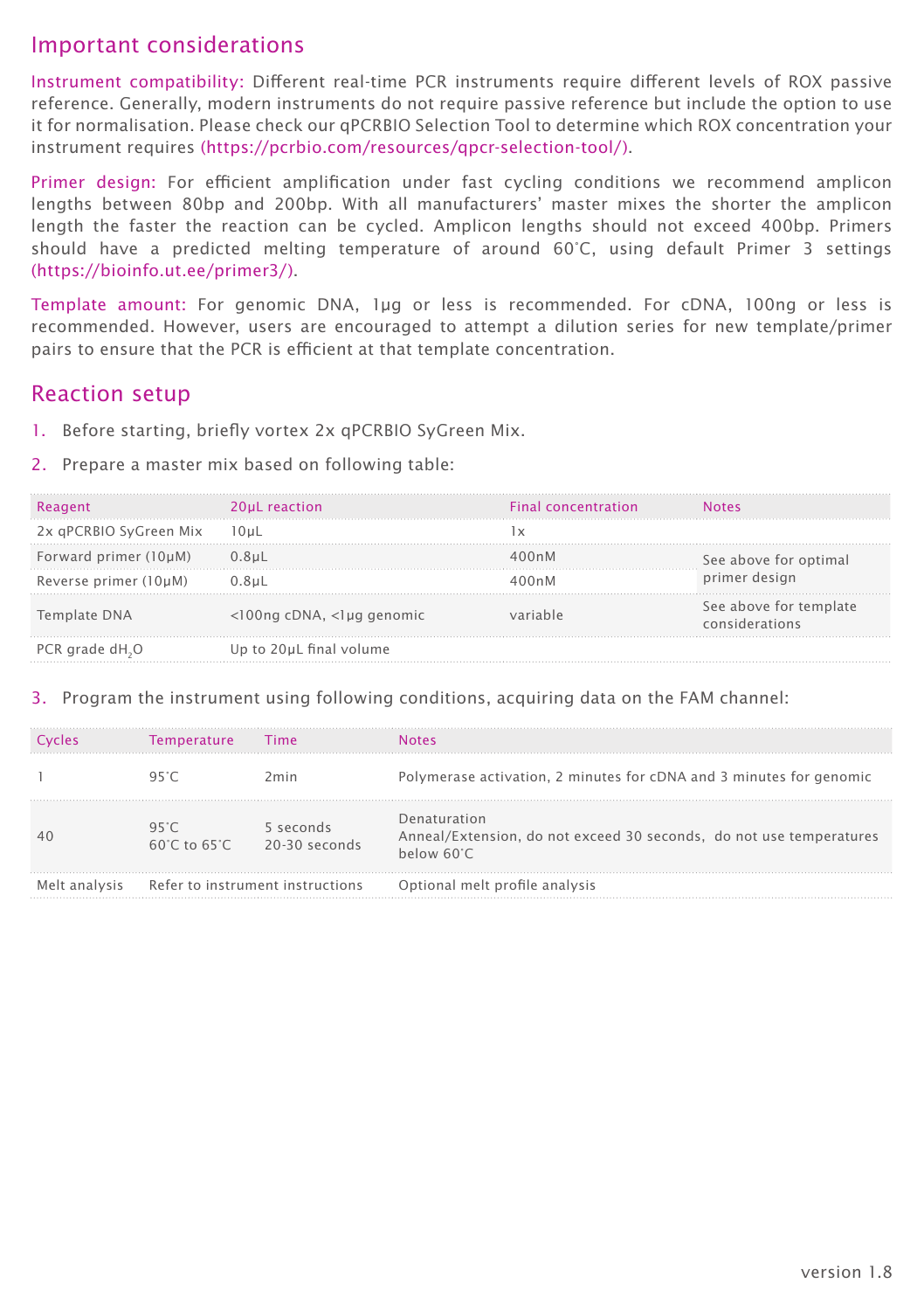## Important considerations

Instrument compatibility: Different real-time PCR instruments require different levels of ROX passive reference. Generally, modern instruments do not require passive reference but include the option to use it for normalisation. Please check our qPCRBIO Selection Tool to determine which ROX concentration your instrument requires (https://pcrbio.com/resources/qpcr-selection-tool/).

Primer design: For efficient amplification under fast cycling conditions we recommend amplicon lengths between 80bp and 200bp. With all manufacturers' master mixes the shorter the amplicon length the faster the reaction can be cycled. Amplicon lengths should not exceed 400bp. Primers should have a predicted melting temperature of around 60°C, using default Primer 3 settings (https://bioinfo.ut.ee/primer3/).

Template amount: For genomic DNA, 1µg or less is recommended. For cDNA, 100ng or less is recommended. However, users are encouraged to attempt a dilution series for new template/primer pairs to ensure that the PCR is efficient at that template concentration.

## Reaction setup

1. Before starting, briefly vortex 2x qPCRBIO SyGreen Mix.
2. Prepare a master mix based on following table:

| Reagent | 20µL reaction | Final concentration | Notes |
|---|---|---|---|
| 2x qPCRBIO SyGreen Mix | 10µL | 1x | |
| Forward primer (10µM) | 0.8µL | 400nM | See above for optimal primer design |
| Reverse primer (10µM) | 0.8µL | 400nM | |
| Template DNA | <100ng cDNA, <1µg genomic | variable | See above for template considerations |
| PCR grade $dH_2O$ | Up to 20µL final volume | | |

3. Program the instrument using following conditions, acquiring data on the FAM channel:

| Cycles | Temperature | Time | Notes |
|---|---|---|---|
| 1 | 95°C | 2min | Polymerase activation, 2 minutes for cDNA and 3 minutes for genomic |
| 40 | 95°C<br>60°C to 65°C | 5 seconds<br>20-30 seconds | Denaturation<br>Anneal/Extension, do not exceed 30 seconds, do not use temperatures below 60°C |
| Melt analysis | Refer to instrument instructions | | Optional melt profile analysis |

version 1.8